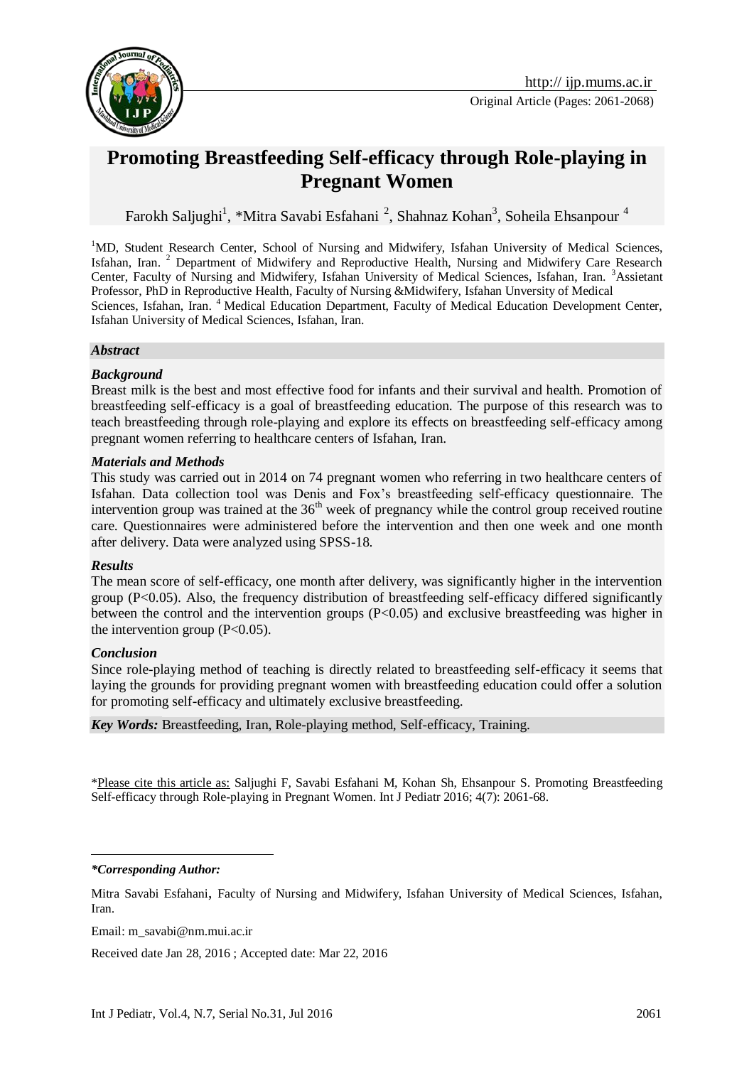Original Article (Pages: 2061-2068)

# Promoting Breastfeeding Self-efficacy through Role-playing in Pregnant Women

Farokh Saljughi[1], *Mitra Savabi Esfahani [2], Shahnaz Kohan[3], Soheila Ehsanpour [4]

[1]MD, Student Research Center, School of Nursing and Midwifery, Isfahan University of Medical Sciences, Isfahan, Iran. [2] Department of Midwifery and Reproductive Health, Nursing and Midwifery Care Research Center, Faculty of Nursing and Midwifery, Isfahan University of Medical Sciences, Isfahan, Iran. [3]Assietant Professor, PhD in Reproductive Health, Faculty of Nursing &Midwifery, Isfahan Unversity of Medical Sciences, Isfahan, Iran. [4] Medical Education Department, Faculty of Medical Education Development Center, Isfahan University of Medical Sciences, Isfahan, Iran.

***Abstract***

***Background***

Breast milk is the best and most effective food for infants and their survival and health. Promotion of breastfeeding self-efficacy is a goal of breastfeeding education. The purpose of this research was to teach breastfeeding through role-playing and explore its effects on breastfeeding self-efficacy among pregnant women referring to healthcare centers of Isfahan, Iran.

***Materials and Methods***

This study was carried out in 2014 on 74 pregnant women who referring in two healthcare centers of Isfahan. Data collection tool was Denis and Fox's breastfeeding self-efficacy questionnaire. The intervention group was trained at the 36[th] week of pregnancy while the control group received routine care. Questionnaires were administered before the intervention and then one week and one month after delivery. Data were analyzed using SPSS-18.

***Results***

The mean score of self-efficacy, one month after delivery, was significantly higher in the intervention group ($P<0.05$). Also, the frequency distribution of breastfeeding self-efficacy differed significantly between the control and the intervention groups ($P<0.05$) and exclusive breastfeeding was higher in the intervention group ($P<0.05$).

***Conclusion***

Since role-playing method of teaching is directly related to breastfeeding self-efficacy it seems that laying the grounds for providing pregnant women with breastfeeding education could offer a solution for promoting self-efficacy and ultimately exclusive breastfeeding.

***Key Words:*** Breastfeeding, Iran, Role-playing method, Self-efficacy, Training.

*Please cite this article as: Saljughi F, Savabi Esfahani M, Kohan Sh, Ehsanpour S. Promoting Breastfeeding Self-efficacy through Role-playing in Pregnant Women. Int J Pediatr 2016; 4(7): 2061-68.

***\*Corresponding Author:***

Mitra Savabi Esfahani, Faculty of Nursing and Midwifery, Isfahan University of Medical Sciences, Isfahan, Iran.

Email: m_savabi@nm.mui.ac.ir

Received date Jan 28, 2016 ; Accepted date: Mar 22, 2016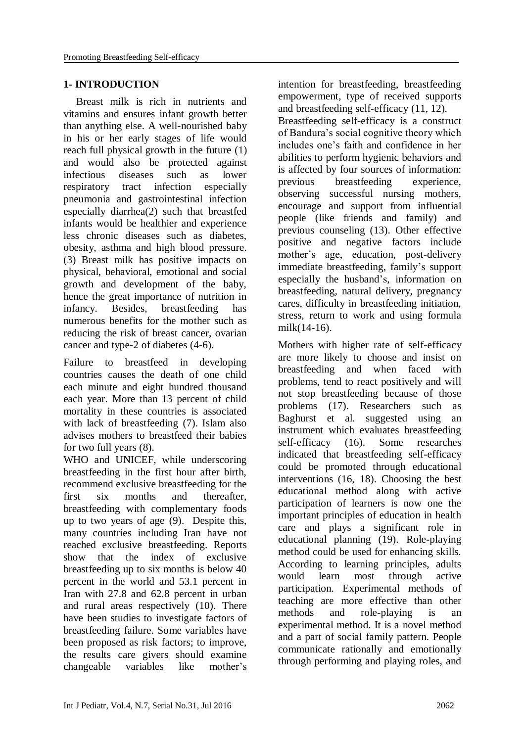## 1- INTRODUCTION

Breast milk is rich in nutrients and vitamins and ensures infant growth better than anything else. A well-nourished baby in his or her early stages of life would reach full physical growth in the future (1) and would also be protected against infectious diseases such as lower respiratory tract infection especially pneumonia and gastrointestinal infection especially diarrhea(2) such that breastfed infants would be healthier and experience less chronic diseases such as diabetes, obesity, asthma and high blood pressure. (3) Breast milk has positive impacts on physical, behavioral, emotional and social growth and development of the baby, hence the great importance of nutrition in infancy. Besides, breastfeeding has numerous benefits for the mother such as reducing the risk of breast cancer, ovarian cancer and type-2 of diabetes (4-6).

Failure to breastfeed in developing countries causes the death of one child each minute and eight hundred thousand each year. More than 13 percent of child mortality in these countries is associated with lack of breastfeeding (7). Islam also advises mothers to breastfeed their babies for two full years (8).

WHO and UNICEF, while underscoring breastfeeding in the first hour after birth, recommend exclusive breastfeeding for the first six months and thereafter, breastfeeding with complementary foods up to two years of age (9). Despite this, many countries including Iran have not reached exclusive breastfeeding. Reports show that the index of exclusive breastfeeding up to six months is below 40 percent in the world and 53.1 percent in Iran with 27.8 and 62.8 percent in urban and rural areas respectively (10). There have been studies to investigate factors of breastfeeding failure. Some variables have been proposed as risk factors; to improve, the results care givers should examine changeable variables like mother's intention for breastfeeding, breastfeeding empowerment, type of received supports and breastfeeding self-efficacy (11, 12).

Breastfeeding self-efficacy is a construct of Bandura's social cognitive theory which includes one's faith and confidence in her abilities to perform hygienic behaviors and is affected by four sources of information: previous breastfeeding experience, observing successful nursing mothers, encourage and support from influential people (like friends and family) and previous counseling (13). Other effective positive and negative factors include mother's age, education, post-delivery immediate breastfeeding, family's support especially the husband's, information on breastfeeding, natural delivery, pregnancy cares, difficulty in breastfeeding initiation, stress, return to work and using formula milk(14-16).

Mothers with higher rate of self-efficacy are more likely to choose and insist on breastfeeding and when faced with problems, tend to react positively and will not stop breastfeeding because of those problems (17). Researchers such as Baghurst et al. suggested using an instrument which evaluates breastfeeding self-efficacy (16). Some researches indicated that breastfeeding self-efficacy could be promoted through educational interventions (16, 18). Choosing the best educational method along with active participation of learners is now one the important principles of education in health care and plays a significant role in educational planning (19). Role-playing method could be used for enhancing skills. According to learning principles, adults would learn most through active participation. Experimental methods of teaching are more effective than other methods and role-playing is an experimental method. It is a novel method and a part of social family pattern. People communicate rationally and emotionally through performing and playing roles, and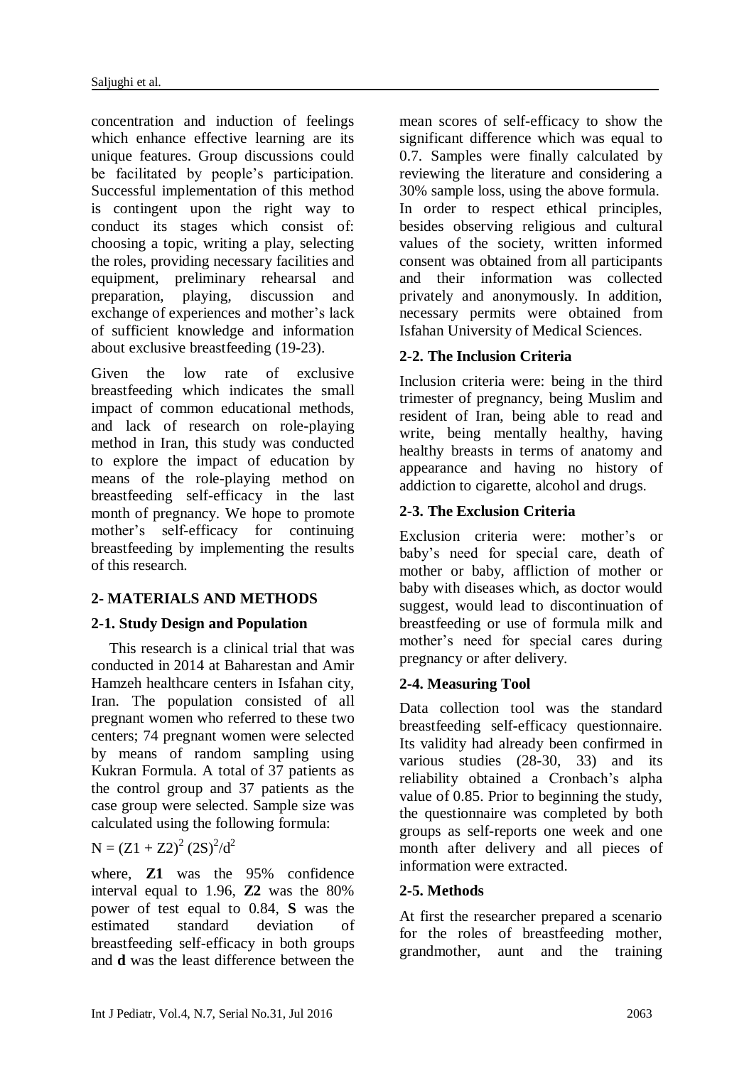concentration and induction of feelings which enhance effective learning are its unique features. Group discussions could be facilitated by people's participation. Successful implementation of this method is contingent upon the right way to conduct its stages which consist of: choosing a topic, writing a play, selecting the roles, providing necessary facilities and equipment, preliminary rehearsal and preparation, playing, discussion and exchange of experiences and mother's lack of sufficient knowledge and information about exclusive breastfeeding (19-23).

Given the low rate of exclusive breastfeeding which indicates the small impact of common educational methods, and lack of research on role-playing method in Iran, this study was conducted to explore the impact of education by means of the role-playing method on breastfeeding self-efficacy in the last month of pregnancy. We hope to promote mother's self-efficacy for continuing breastfeeding by implementing the results of this research.

## 2- MATERIALS AND METHODS

### 2-1. Study Design and Population

This research is a clinical trial that was conducted in 2014 at Baharestan and Amir Hamzeh healthcare centers in Isfahan city, Iran. The population consisted of all pregnant women who referred to these two centers; 74 pregnant women were selected by means of random sampling using Kukran Formula. A total of 37 patients as the control group and 37 patients as the case group were selected. Sample size was calculated using the following formula:

$$N = (Z1 + Z2)^2 (2S)^2/d^2$$

where, **Z1** was the 95% confidence interval equal to 1.96, **Z2** was the 80% power of test equal to 0.84, **S** was the estimated standard deviation of breastfeeding self-efficacy in both groups and **d** was the least difference between the mean scores of self-efficacy to show the significant difference which was equal to 0.7. Samples were finally calculated by reviewing the literature and considering a 30% sample loss, using the above formula. In order to respect ethical principles, besides observing religious and cultural values of the society, written informed consent was obtained from all participants and their information was collected privately and anonymously. In addition, necessary permits were obtained from Isfahan University of Medical Sciences.

### 2-2. The Inclusion Criteria

Inclusion criteria were: being in the third trimester of pregnancy, being Muslim and resident of Iran, being able to read and write, being mentally healthy, having healthy breasts in terms of anatomy and appearance and having no history of addiction to cigarette, alcohol and drugs.

### 2-3. The Exclusion Criteria

Exclusion criteria were: mother's or baby's need for special care, death of mother or baby, affliction of mother or baby with diseases which, as doctor would suggest, would lead to discontinuation of breastfeeding or use of formula milk and mother's need for special cares during pregnancy or after delivery.

### 2-4. Measuring Tool

Data collection tool was the standard breastfeeding self-efficacy questionnaire. Its validity had already been confirmed in various studies (28-30, 33) and its reliability obtained a Cronbach's alpha value of 0.85. Prior to beginning the study, the questionnaire was completed by both groups as self-reports one week and one month after delivery and all pieces of information were extracted.

### 2-5. Methods

At first the researcher prepared a scenario for the roles of breastfeeding mother, grandmother, aunt and the training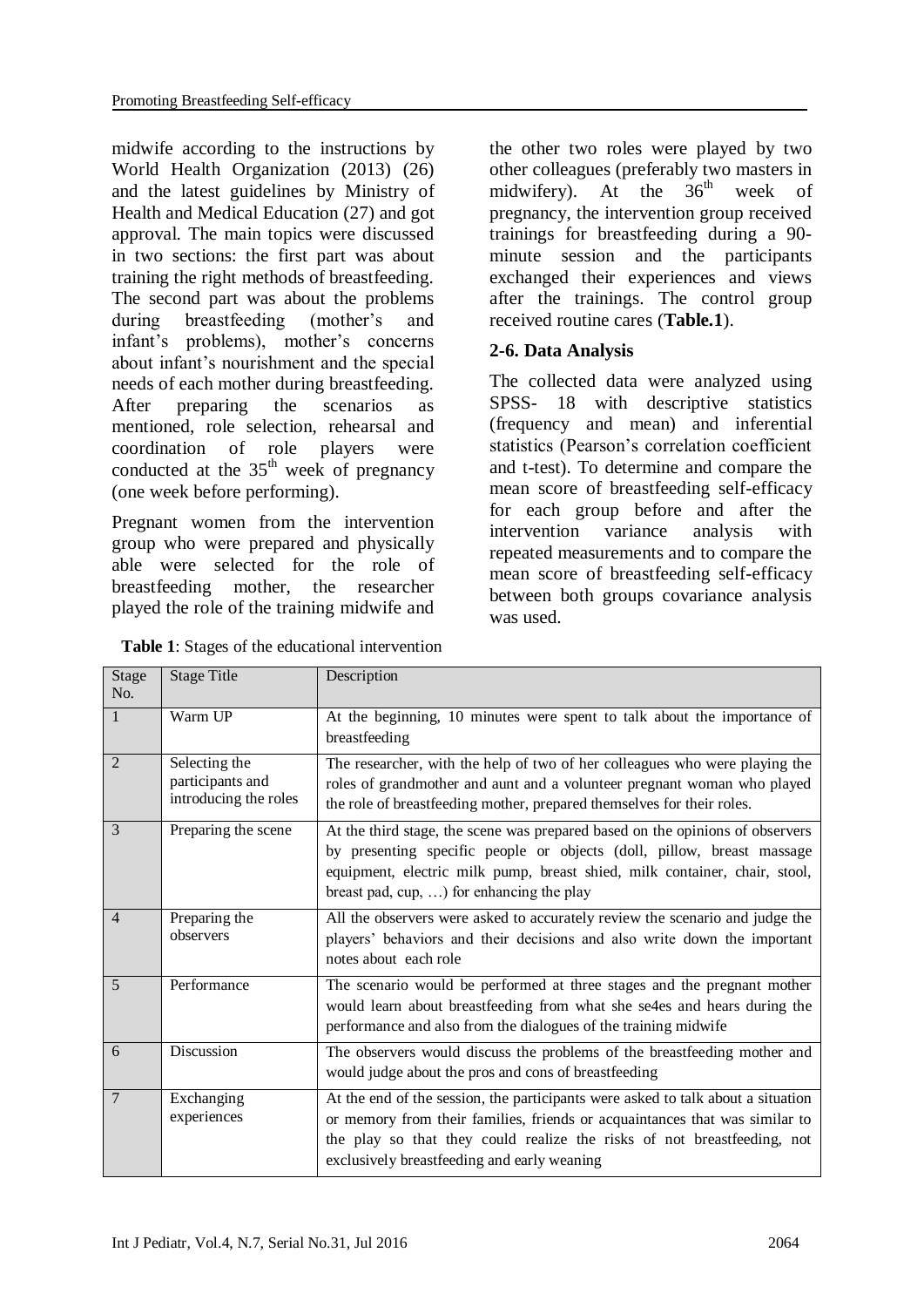midwife according to the instructions by World Health Organization (2013) (26) and the latest guidelines by Ministry of Health and Medical Education (27) and got approval. The main topics were discussed in two sections: the first part was about training the right methods of breastfeeding. The second part was about the problems during breastfeeding (mother's and infant's problems), mother's concerns about infant's nourishment and the special needs of each mother during breastfeeding. After preparing the scenarios as mentioned, role selection, rehearsal and coordination of role players were conducted at the $35^{th}$ week of pregnancy (one week before performing).

Pregnant women from the intervention group who were prepared and physically able were selected for the role of breastfeeding mother, the researcher played the role of the training midwife and the other two roles were played by two other colleagues (preferably two masters in midwifery). At the $36^{th}$ week of pregnancy, the intervention group received trainings for breastfeeding during a 90-minute session and the participants exchanged their experiences and views after the trainings. The control group received routine cares (**Table.1**).

### 2-6. Data Analysis

The collected data were analyzed using SPSS- 18 with descriptive statistics (frequency and mean) and inferential statistics (Pearson's correlation coefficient and t-test). To determine and compare the mean score of breastfeeding self-efficacy for each group before and after the intervention variance analysis with repeated measurements and to compare the mean score of breastfeeding self-efficacy between both groups covariance analysis was used.

**Table 1**: Stages of the educational intervention

| Stage No. | Stage Title | Description |
|---|---|---|
| 1 | Warm UP | At the beginning, 10 minutes were spent to talk about the importance of breastfeeding |
| 2 | Selecting the participants and introducing the roles | The researcher, with the help of two of her colleagues who were playing the roles of grandmother and aunt and a volunteer pregnant woman who played the role of breastfeeding mother, prepared themselves for their roles. |
| 3 | Preparing the scene | At the third stage, the scene was prepared based on the opinions of observers by presenting specific people or objects (doll, pillow, breast massage equipment, electric milk pump, breast shied, milk container, chair, stool, breast pad, cup, …) for enhancing the play |
| 4 | Preparing the observers | All the observers were asked to accurately review the scenario and judge the players' behaviors and their decisions and also write down the important notes about each role |
| 5 | Performance | The scenario would be performed at three stages and the pregnant mother would learn about breastfeeding from what she se4es and hears during the performance and also from the dialogues of the training midwife |
| 6 | Discussion | The observers would discuss the problems of the breastfeeding mother and would judge about the pros and cons of breastfeeding |
| 7 | Exchanging experiences | At the end of the session, the participants were asked to talk about a situation or memory from their families, friends or acquaintances that was similar to the play so that they could realize the risks of not breastfeeding, not exclusively breastfeeding and early weaning |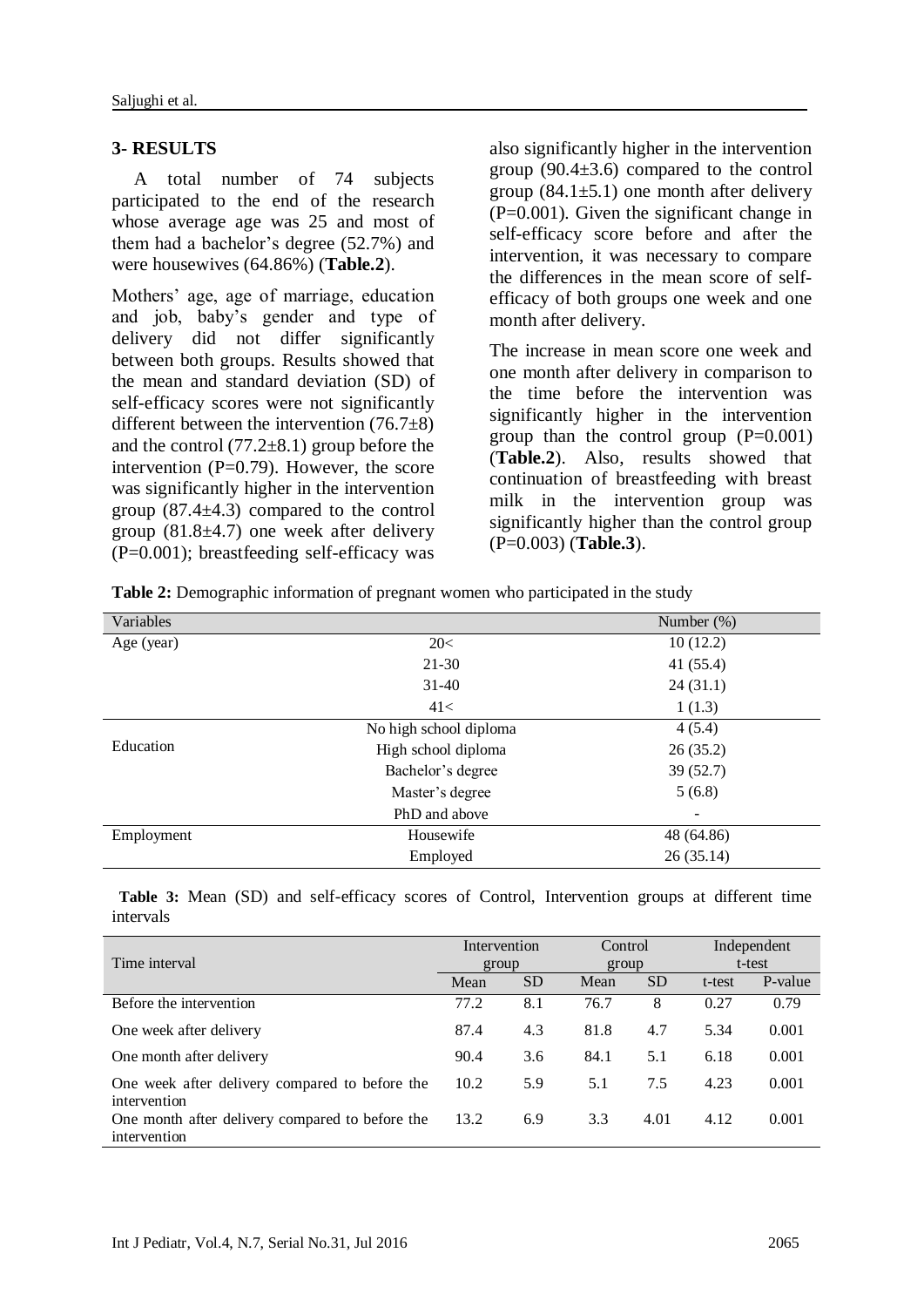## 3- RESULTS

A total number of 74 subjects participated to the end of the research whose average age was 25 and most of them had a bachelor's degree (52.7%) and were housewives (64.86%) (**Table.2**).

Mothers' age, age of marriage, education and job, baby's gender and type of delivery did not differ significantly between both groups. Results showed that the mean and standard deviation (SD) of self-efficacy scores were not significantly different between the intervention (76.7±8) and the control (77.2±8.1) group before the intervention (P=0.79). However, the score was significantly higher in the intervention group (87.4±4.3) compared to the control group (81.8±4.7) one week after delivery (P=0.001); breastfeeding self-efficacy was also significantly higher in the intervention group (90.4±3.6) compared to the control group (84.1±5.1) one month after delivery (P=0.001). Given the significant change in self-efficacy score before and after the intervention, it was necessary to compare the differences in the mean score of self-efficacy of both groups one week and one month after delivery.

The increase in mean score one week and one month after delivery in comparison to the time before the intervention was significantly higher in the intervention group than the control group (P=0.001) (**Table.2**). Also, results showed that continuation of breastfeeding with breast milk in the intervention group was significantly higher than the control group (P=0.003) (**Table.3**).

**Table 2:** Demographic information of pregnant women who participated in the study

| Variables | | Number (%) |
|---|---|---|
| Age (year) | 20< | 10 (12.2) |
| | 21-30 | 41 (55.4) |
| | 31-40 | 24 (31.1) |
| | 41< | 1 (1.3) |
| Education | No high school diploma | 4 (5.4) |
| | High school diploma | 26 (35.2) |
| | Bachelor's degree | 39 (52.7) |
| | Master's degree | 5 (6.8) |
| | PhD and above | - |
| Employment | Housewife | 48 (64.86) |
| | Employed | 26 (35.14) |

**Table 3:** Mean (SD) and self-efficacy scores of Control, Intervention groups at different time intervals

| Time interval | Intervention group | | Control group | | Independent t-test | |
|---|---|---|---|---|---|---|
| | Mean | SD | Mean | SD | t-test | P-value |
| Before the intervention | 77.2 | 8.1 | 76.7 | 8 | 0.27 | 0.79 |
| One week after delivery | 87.4 | 4.3 | 81.8 | 4.7 | 5.34 | 0.001 |
| One month after delivery | 90.4 | 3.6 | 84.1 | 5.1 | 6.18 | 0.001 |
| One week after delivery compared to before the intervention | 10.2 | 5.9 | 5.1 | 7.5 | 4.23 | 0.001 |
| One month after delivery compared to before the intervention | 13.2 | 6.9 | 3.3 | 4.01 | 4.12 | 0.001 |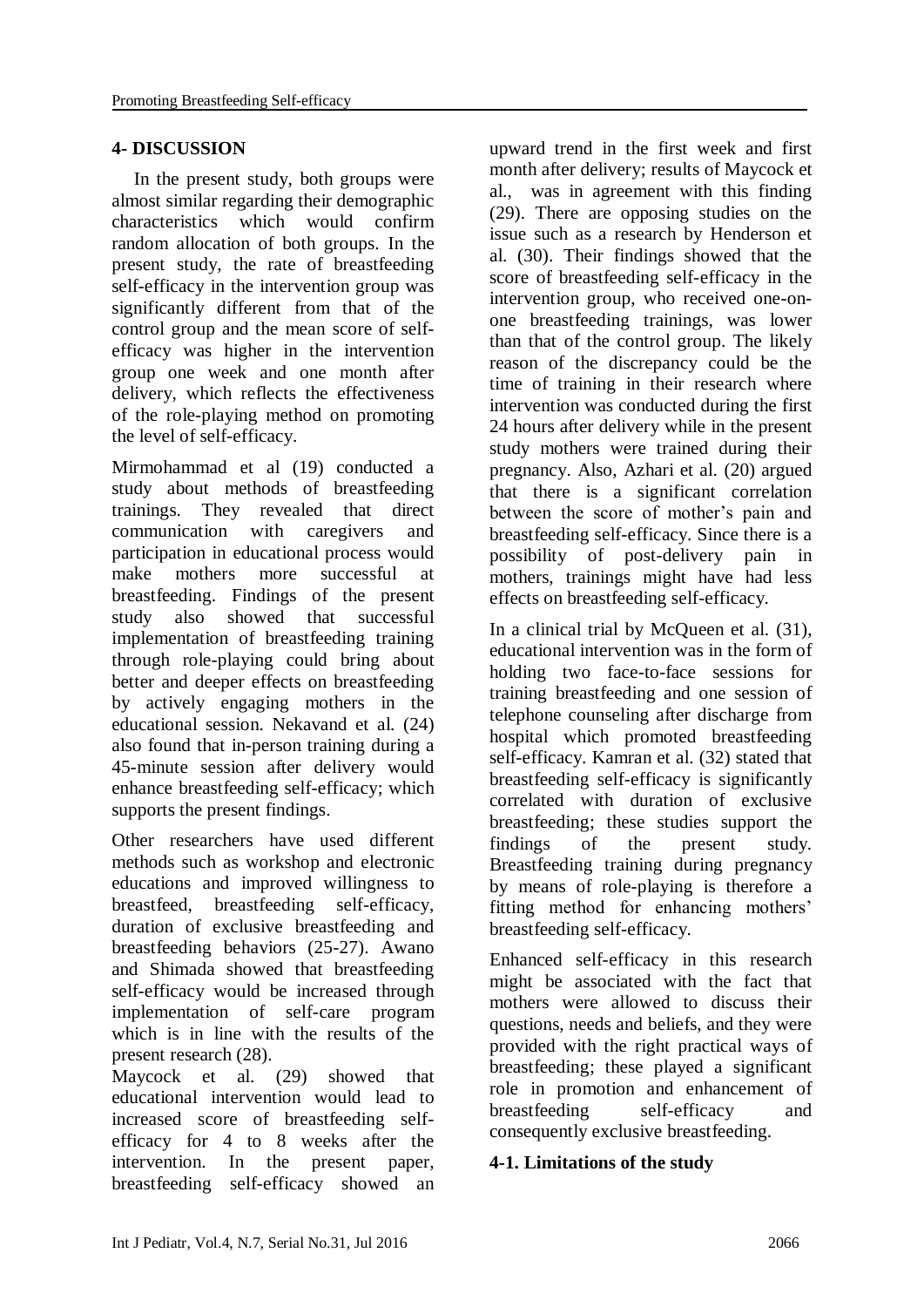## 4- DISCUSSION

In the present study, both groups were almost similar regarding their demographic characteristics which would confirm random allocation of both groups. In the present study, the rate of breastfeeding self-efficacy in the intervention group was significantly different from that of the control group and the mean score of self-efficacy was higher in the intervention group one week and one month after delivery, which reflects the effectiveness of the role-playing method on promoting the level of self-efficacy.

Mirmohammad et al (19) conducted a study about methods of breastfeeding trainings. They revealed that direct communication with caregivers and participation in educational process would make mothers more successful at breastfeeding. Findings of the present study also showed that successful implementation of breastfeeding training through role-playing could bring about better and deeper effects on breastfeeding by actively engaging mothers in the educational session. Nekavand et al. (24) also found that in-person training during a 45-minute session after delivery would enhance breastfeeding self-efficacy; which supports the present findings.

Other researchers have used different methods such as workshop and electronic educations and improved willingness to breastfeed, breastfeeding self-efficacy, duration of exclusive breastfeeding and breastfeeding behaviors (25-27). Awano and Shimada showed that breastfeeding self-efficacy would be increased through implementation of self-care program which is in line with the results of the present research (28).

Maycock et al. (29) showed that educational intervention would lead to increased score of breastfeeding self-efficacy for 4 to 8 weeks after the intervention. In the present paper, breastfeeding self-efficacy showed an upward trend in the first week and first month after delivery; results of Maycock et al., was in agreement with this finding (29). There are opposing studies on the issue such as a research by Henderson et al. (30). Their findings showed that the score of breastfeeding self-efficacy in the intervention group, who received one-on-one breastfeeding trainings, was lower than that of the control group. The likely reason of the discrepancy could be the time of training in their research where intervention was conducted during the first 24 hours after delivery while in the present study mothers were trained during their pregnancy. Also, Azhari et al. (20) argued that there is a significant correlation between the score of mother's pain and breastfeeding self-efficacy. Since there is a possibility of post-delivery pain in mothers, trainings might have had less effects on breastfeeding self-efficacy.

In a clinical trial by McQueen et al. (31), educational intervention was in the form of holding two face-to-face sessions for training breastfeeding and one session of telephone counseling after discharge from hospital which promoted breastfeeding self-efficacy. Kamran et al. (32) stated that breastfeeding self-efficacy is significantly correlated with duration of exclusive breastfeeding; these studies support the findings of the present study. Breastfeeding training during pregnancy by means of role-playing is therefore a fitting method for enhancing mothers' breastfeeding self-efficacy.

Enhanced self-efficacy in this research might be associated with the fact that mothers were allowed to discuss their questions, needs and beliefs, and they were provided with the right practical ways of breastfeeding; these played a significant role in promotion and enhancement of breastfeeding self-efficacy and consequently exclusive breastfeeding.

### 4-1. Limitations of the study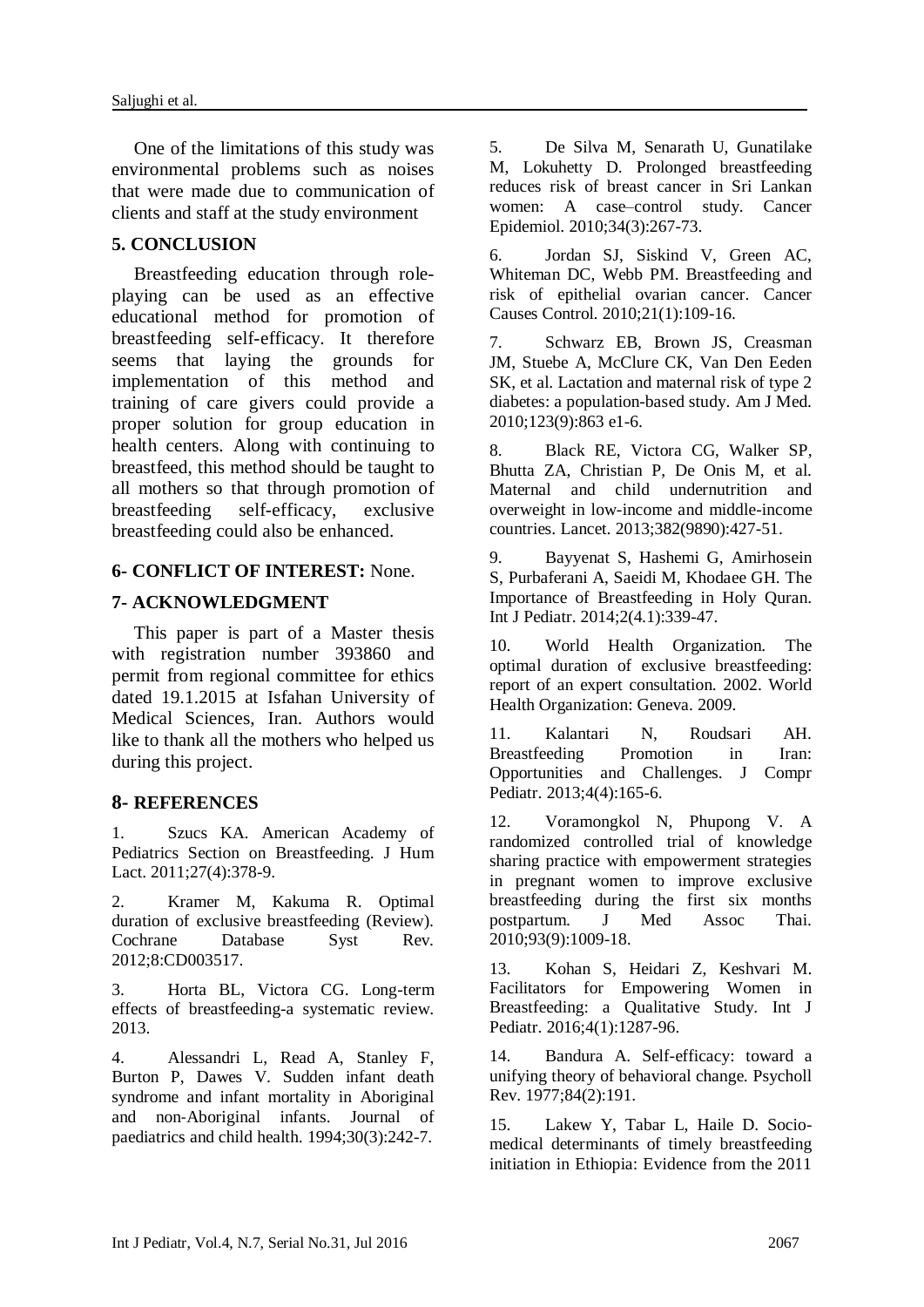One of the limitations of this study was environmental problems such as noises that were made due to communication of clients and staff at the study environment

## 5. CONCLUSION

Breastfeeding education through role-playing can be used as an effective educational method for promotion of breastfeeding self-efficacy. It therefore seems that laying the grounds for implementation of this method and training of care givers could provide a proper solution for group education in health centers. Along with continuing to breastfeed, this method should be taught to all mothers so that through promotion of breastfeeding self-efficacy, exclusive breastfeeding could also be enhanced.

## 6- CONFLICT OF INTEREST: None.

## 7- ACKNOWLEDGMENT

This paper is part of a Master thesis with registration number 393860 and permit from regional committee for ethics dated 19.1.2015 at Isfahan University of Medical Sciences, Iran. Authors would like to thank all the mothers who helped us during this project.

## 8- REFERENCES

1. Szucs KA. American Academy of Pediatrics Section on Breastfeeding. J Hum Lact. 2011;27(4):378-9.

2. Kramer M, Kakuma R. Optimal duration of exclusive breastfeeding (Review). Cochrane Database Syst Rev. 2012;8:CD003517.

3. Horta BL, Victora CG. Long-term effects of breastfeeding-a systematic review. 2013.

4. Alessandri L, Read A, Stanley F, Burton P, Dawes V. Sudden infant death syndrome and infant mortality in Aboriginal and non-Aboriginal infants. Journal of paediatrics and child health. 1994;30(3):242-7.

5. De Silva M, Senarath U, Gunatilake M, Lokuhetty D. Prolonged breastfeeding reduces risk of breast cancer in Sri Lankan women: A case–control study. Cancer Epidemiol. 2010;34(3):267-73.

6. Jordan SJ, Siskind V, Green AC, Whiteman DC, Webb PM. Breastfeeding and risk of epithelial ovarian cancer. Cancer Causes Control. 2010;21(1):109-16.

7. Schwarz EB, Brown JS, Creasman JM, Stuebe A, McClure CK, Van Den Eeden SK, et al. Lactation and maternal risk of type 2 diabetes: a population-based study. Am J Med. 2010;123(9):863 e1-6.

8. Black RE, Victora CG, Walker SP, Bhutta ZA, Christian P, De Onis M, et al. Maternal and child undernutrition and overweight in low-income and middle-income countries. Lancet. 2013;382(9890):427-51.

9. Bayyenat S, Hashemi G, Amirhosein S, Purbaferani A, Saeidi M, Khodaee GH. The Importance of Breastfeeding in Holy Quran. Int J Pediatr. 2014;2(4.1):339-47.

10. World Health Organization. The optimal duration of exclusive breastfeeding: report of an expert consultation. 2002. World Health Organization: Geneva. 2009.

11. Kalantari N, Roudsari AH. Breastfeeding Promotion in Iran: Opportunities and Challenges. J Compr Pediatr. 2013;4(4):165-6.

12. Voramongkol N, Phupong V. A randomized controlled trial of knowledge sharing practice with empowerment strategies in pregnant women to improve exclusive breastfeeding during the first six months postpartum. J Med Assoc Thai. 2010;93(9):1009-18.

13. Kohan S, Heidari Z, Keshvari M. Facilitators for Empowering Women in Breastfeeding: a Qualitative Study. Int J Pediatr. 2016;4(1):1287-96.

14. Bandura A. Self-efficacy: toward a unifying theory of behavioral change. Psycholl Rev. 1977;84(2):191.

15. Lakew Y, Tabar L, Haile D. Socio-medical determinants of timely breastfeeding initiation in Ethiopia: Evidence from the 2011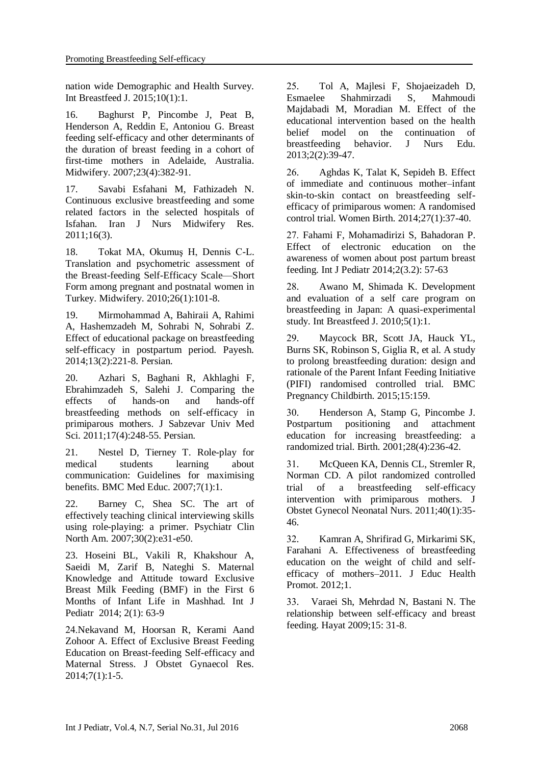nation wide Demographic and Health Survey. Int Breastfeed J. 2015;10(1):1.

16. Baghurst P, Pincombe J, Peat B, Henderson A, Reddin E, Antoniou G. Breast feeding self-efficacy and other determinants of the duration of breast feeding in a cohort of first-time mothers in Adelaide, Australia. Midwifery. 2007;23(4):382-91.

17. Savabi Esfahani M, Fathizadeh N. Continuous exclusive breastfeeding and some related factors in the selected hospitals of Isfahan. Iran J Nurs Midwifery Res. 2011;16(3).

18. Tokat MA, Okumuş H, Dennis C-L. Translation and psychometric assessment of the Breast-feeding Self-Efficacy Scale—Short Form among pregnant and postnatal women in Turkey. Midwifery. 2010;26(1):101-8.

19. Mirmohammad A, Bahiraii A, Rahimi A, Hashemzadeh M, Sohrabi N, Sohrabi Z. Effect of educational package on breastfeeding self-efficacy in postpartum period. Payesh. 2014;13(2):221-8. Persian.

20. Azhari S, Baghani R, Akhlaghi F, Ebrahimzadeh S, Salehi J. Comparing the effects of hands-on and hands-off breastfeeding methods on self-efficacy in primiparous mothers. J Sabzevar Univ Med Sci. 2011;17(4):248-55. Persian.

21. Nestel D, Tierney T. Role-play for medical students learning about communication: Guidelines for maximising benefits. BMC Med Educ. 2007;7(1):1.

22. Barney C, Shea SC. The art of effectively teaching clinical interviewing skills using role-playing: a primer. Psychiatr Clin North Am. 2007;30(2):e31-e50.

23. Hoseini BL, Vakili R, Khakshour A, Saeidi M, Zarif B, Nateghi S. Maternal Knowledge and Attitude toward Exclusive Breast Milk Feeding (BMF) in the First 6 Months of Infant Life in Mashhad. Int J Pediatr 2014; 2(1): 63-9

24. Nekavand M, Hoorsan R, Kerami Aand Zohoor A. Effect of Exclusive Breast Feeding Education on Breast-feeding Self-efficacy and Maternal Stress. J Obstet Gynaecol Res. 2014;7(1):1-5.

25. Tol A, Majlesi F, Shojaeizadeh D, Esmaelee Shahmirzadi S, Mahmoudi Majdabadi M, Moradian M. Effect of the educational intervention based on the health belief model on the continuation of breastfeeding behavior. J Nurs Edu. 2013;2(2):39-47.

26. Aghdas K, Talat K, Sepideh B. Effect of immediate and continuous mother–infant skin-to-skin contact on breastfeeding self-efficacy of primiparous women: A randomised control trial. Women Birth. 2014;27(1):37-40.

27. Fahami F, Mohamadirizi S, Bahadoran P. Effect of electronic education on the awareness of women about post partum breast feeding. Int J Pediatr 2014;2(3.2): 57-63

28. Awano M, Shimada K. Development and evaluation of a self care program on breastfeeding in Japan: A quasi-experimental study. Int Breastfeed J. 2010;5(1):1.

29. Maycock BR, Scott JA, Hauck YL, Burns SK, Robinson S, Giglia R, et al. A study to prolong breastfeeding duration: design and rationale of the Parent Infant Feeding Initiative (PIFI) randomised controlled trial. BMC Pregnancy Childbirth. 2015;15:159.

30. Henderson A, Stamp G, Pincombe J. Postpartum positioning and attachment education for increasing breastfeeding: a randomized trial. Birth. 2001;28(4):236-42.

31. McQueen KA, Dennis CL, Stremler R, Norman CD. A pilot randomized controlled trial of a breastfeeding self-efficacy intervention with primiparous mothers. J Obstet Gynecol Neonatal Nurs. 2011;40(1):35-46.

32. Kamran A, Shrifirad G, Mirkarimi SK, Farahani A. Effectiveness of breastfeeding education on the weight of child and self-efficacy of mothers–2011. J Educ Health Promot. 2012;1.

33. Varaei Sh, Mehrdad N, Bastani N. The relationship between self-efficacy and breast feeding. Hayat 2009;15: 31-8.